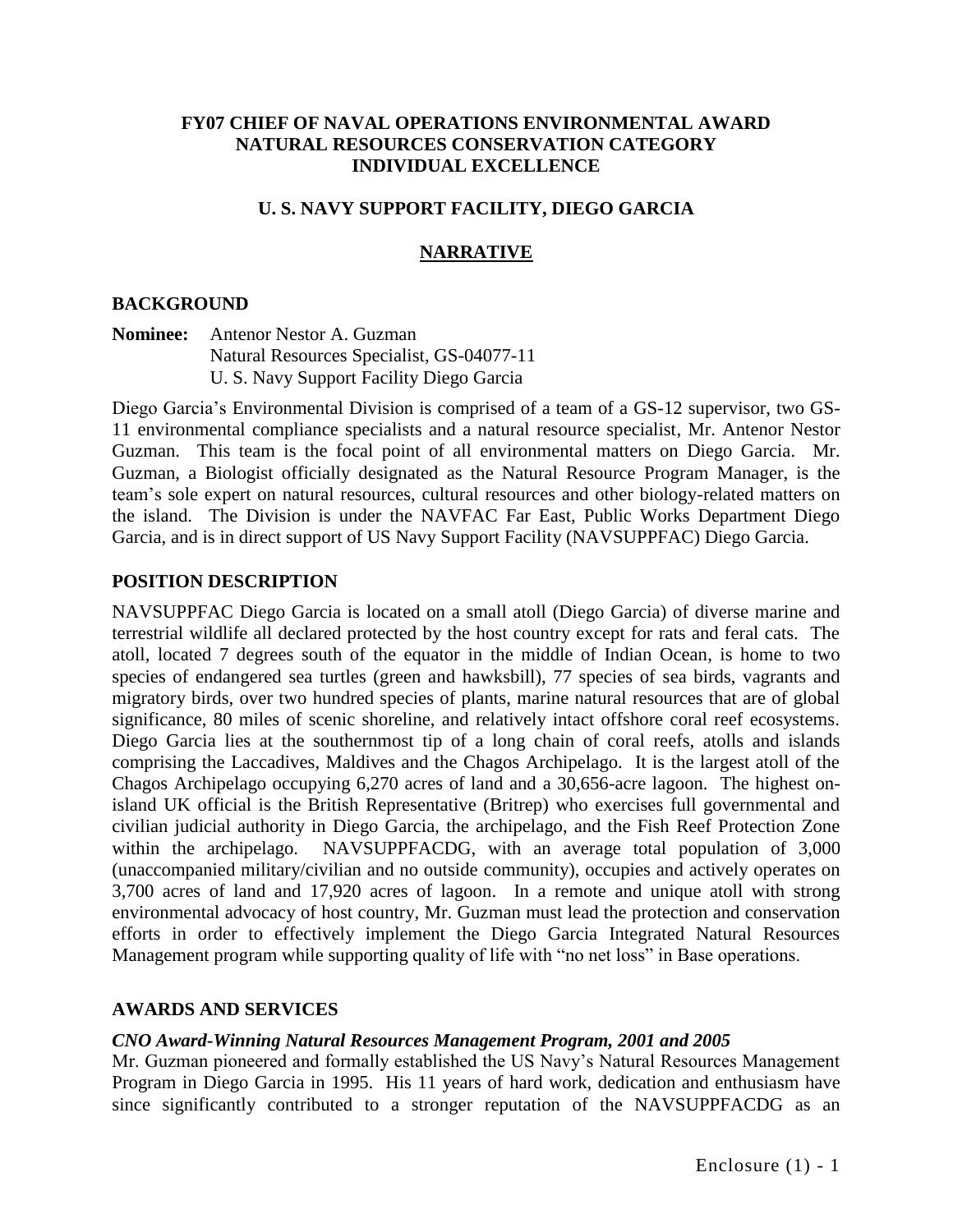**FY07 CHIEF OF NAVAL OPERATIONS ENVIRONMENTAL AWARD**
**NATURAL RESOURCES CONSERVATION CATEGORY**
**INDIVIDUAL EXCELLENCE**

**U. S. NAVY SUPPORT FACILITY, DIEGO GARCIA**

# NARRATIVE

## BACKGROUND

**Nominee:** Antenor Nestor A. Guzman
Natural Resources Specialist, GS-04077-11
U. S. Navy Support Facility Diego Garcia

Diego Garcia's Environmental Division is comprised of a team of a GS-12 supervisor, two GS-11 environmental compliance specialists and a natural resource specialist, Mr. Antenor Nestor Guzman. This team is the focal point of all environmental matters on Diego Garcia. Mr. Guzman, a Biologist officially designated as the Natural Resource Program Manager, is the team's sole expert on natural resources, cultural resources and other biology-related matters on the island. The Division is under the NAVFAC Far East, Public Works Department Diego Garcia, and is in direct support of US Navy Support Facility (NAVSUPPFAC) Diego Garcia.

## POSITION DESCRIPTION

NAVSUPPFAC Diego Garcia is located on a small atoll (Diego Garcia) of diverse marine and terrestrial wildlife all declared protected by the host country except for rats and feral cats. The atoll, located 7 degrees south of the equator in the middle of Indian Ocean, is home to two species of endangered sea turtles (green and hawksbill), 77 species of sea birds, vagrants and migratory birds, over two hundred species of plants, marine natural resources that are of global significance, 80 miles of scenic shoreline, and relatively intact offshore coral reef ecosystems. Diego Garcia lies at the southernmost tip of a long chain of coral reefs, atolls and islands comprising the Laccadives, Maldives and the Chagos Archipelago. It is the largest atoll of the Chagos Archipelago occupying 6,270 acres of land and a 30,656-acre lagoon. The highest on-island UK official is the British Representative (Britrep) who exercises full governmental and civilian judicial authority in Diego Garcia, the archipelago, and the Fish Reef Protection Zone within the archipelago. NAVSUPPFACDG, with an average total population of 3,000 (unaccompanied military/civilian and no outside community), occupies and actively operates on 3,700 acres of land and 17,920 acres of lagoon. In a remote and unique atoll with strong environmental advocacy of host country, Mr. Guzman must lead the protection and conservation efforts in order to effectively implement the Diego Garcia Integrated Natural Resources Management program while supporting quality of life with "no net loss" in Base operations.

## AWARDS AND SERVICES

***CNO Award-Winning Natural Resources Management Program, 2001 and 2005***

Mr. Guzman pioneered and formally established the US Navy's Natural Resources Management Program in Diego Garcia in 1995. His 11 years of hard work, dedication and enthusiasm have since significantly contributed to a stronger reputation of the NAVSUPPFACDG as an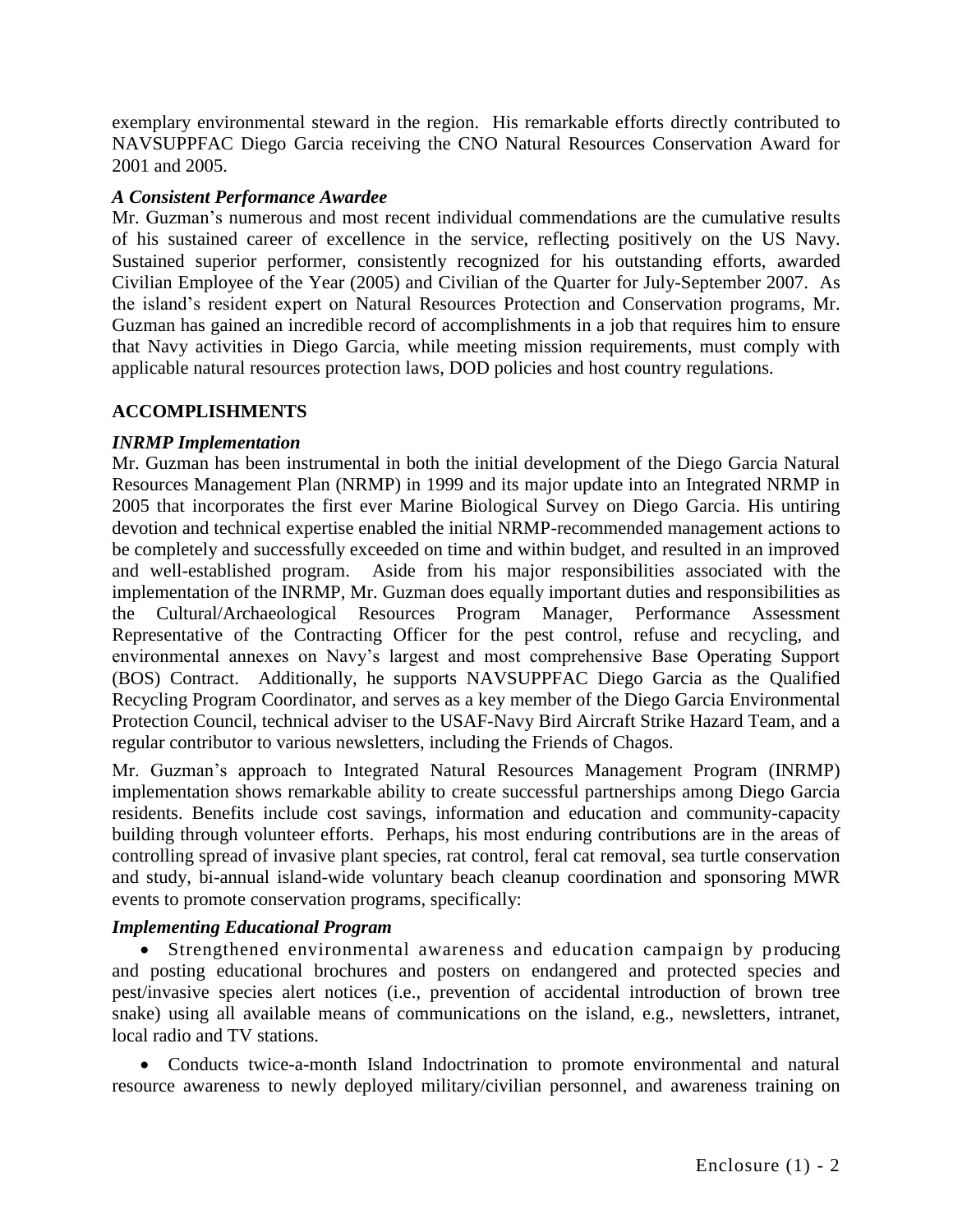exemplary environmental steward in the region. His remarkable efforts directly contributed to NAVSUPPFAC Diego Garcia receiving the CNO Natural Resources Conservation Award for 2001 and 2005.

***A Consistent Performance Awardee***

Mr. Guzman's numerous and most recent individual commendations are the cumulative results of his sustained career of excellence in the service, reflecting positively on the US Navy. Sustained superior performer, consistently recognized for his outstanding efforts, awarded Civilian Employee of the Year (2005) and Civilian of the Quarter for July-September 2007. As the island's resident expert on Natural Resources Protection and Conservation programs, Mr. Guzman has gained an incredible record of accomplishments in a job that requires him to ensure that Navy activities in Diego Garcia, while meeting mission requirements, must comply with applicable natural resources protection laws, DOD policies and host country regulations.

## ACCOMPLISHMENTS

***INRMP Implementation***

Mr. Guzman has been instrumental in both the initial development of the Diego Garcia Natural Resources Management Plan (NRMP) in 1999 and its major update into an Integrated NRMP in 2005 that incorporates the first ever Marine Biological Survey on Diego Garcia. His untiring devotion and technical expertise enabled the initial NRMP-recommended management actions to be completely and successfully exceeded on time and within budget, and resulted in an improved and well-established program. Aside from his major responsibilities associated with the implementation of the INRMP, Mr. Guzman does equally important duties and responsibilities as the Cultural/Archaeological Resources Program Manager, Performance Assessment Representative of the Contracting Officer for the pest control, refuse and recycling, and environmental annexes on Navy's largest and most comprehensive Base Operating Support (BOS) Contract. Additionally, he supports NAVSUPPFAC Diego Garcia as the Qualified Recycling Program Coordinator, and serves as a key member of the Diego Garcia Environmental Protection Council, technical adviser to the USAF-Navy Bird Aircraft Strike Hazard Team, and a regular contributor to various newsletters, including the Friends of Chagos.

Mr. Guzman's approach to Integrated Natural Resources Management Program (INRMP) implementation shows remarkable ability to create successful partnerships among Diego Garcia residents. Benefits include cost savings, information and education and community-capacity building through volunteer efforts. Perhaps, his most enduring contributions are in the areas of controlling spread of invasive plant species, rat control, feral cat removal, sea turtle conservation and study, bi-annual island-wide voluntary beach cleanup coordination and sponsoring MWR events to promote conservation programs, specifically:

***Implementing Educational Program***

- Strengthened environmental awareness and education campaign by producing and posting educational brochures and posters on endangered and protected species and pest/invasive species alert notices (i.e., prevention of accidental introduction of brown tree snake) using all available means of communications on the island, e.g., newsletters, intranet, local radio and TV stations.
- Conducts twice-a-month Island Indoctrination to promote environmental and natural resource awareness to newly deployed military/civilian personnel, and awareness training on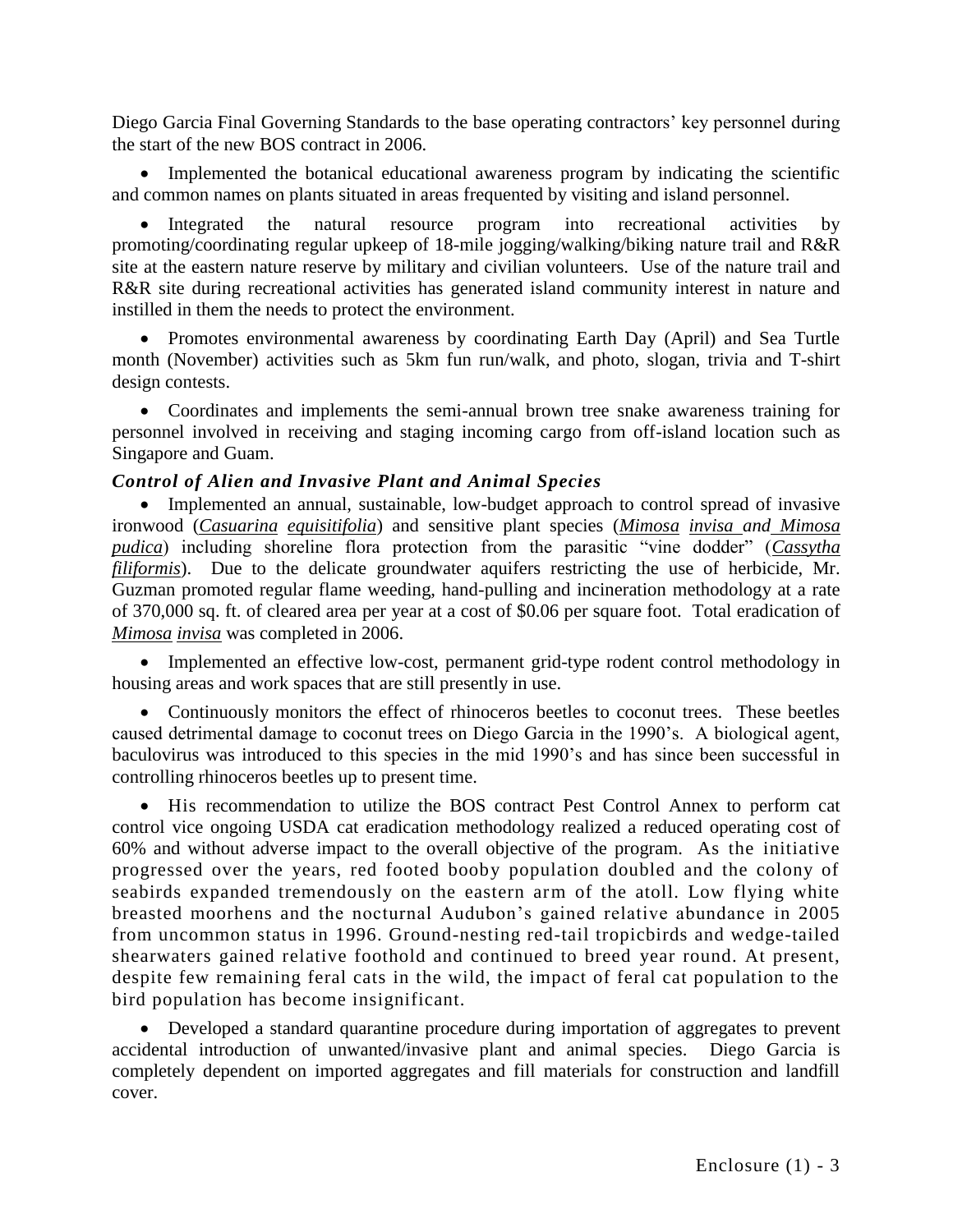Diego Garcia Final Governing Standards to the base operating contractors' key personnel during the start of the new BOS contract in 2006.

- Implemented the botanical educational awareness program by indicating the scientific and common names on plants situated in areas frequented by visiting and island personnel.

- Integrated the natural resource program into recreational activities by promoting/coordinating regular upkeep of 18-mile jogging/walking/biking nature trail and R&R site at the eastern nature reserve by military and civilian volunteers. Use of the nature trail and R&R site during recreational activities has generated island community interest in nature and instilled in them the needs to protect the environment.

- Promotes environmental awareness by coordinating Earth Day (April) and Sea Turtle month (November) activities such as 5km fun run/walk, and photo, slogan, trivia and T-shirt design contests.

- Coordinates and implements the semi-annual brown tree snake awareness training for personnel involved in receiving and staging incoming cargo from off-island location such as Singapore and Guam.

### *Control of Alien and Invasive Plant and Animal Species*

- Implemented an annual, sustainable, low-budget approach to control spread of invasive ironwood (*Casuarina equisitifolia*) and sensitive plant species (*Mimosa invisa and Mimosa pudica*) including shoreline flora protection from the parasitic "vine dodder" (*Cassytha filiformis*). Due to the delicate groundwater aquifers restricting the use of herbicide, Mr. Guzman promoted regular flame weeding, hand-pulling and incineration methodology at a rate of 370,000 sq. ft. of cleared area per year at a cost of $0.06 per square foot. Total eradication of *Mimosa invisa* was completed in 2006.

- Implemented an effective low-cost, permanent grid-type rodent control methodology in housing areas and work spaces that are still presently in use.

- Continuously monitors the effect of rhinoceros beetles to coconut trees. These beetles caused detrimental damage to coconut trees on Diego Garcia in the 1990's. A biological agent, baculovirus was introduced to this species in the mid 1990's and has since been successful in controlling rhinoceros beetles up to present time.

- His recommendation to utilize the BOS contract Pest Control Annex to perform cat control vice ongoing USDA cat eradication methodology realized a reduced operating cost of 60% and without adverse impact to the overall objective of the program. As the initiative progressed over the years, red footed booby population doubled and the colony of seabirds expanded tremendously on the eastern arm of the atoll. Low flying white breasted moorhens and the nocturnal Audubon's gained relative abundance in 2005 from uncommon status in 1996. Ground-nesting red-tail tropicbirds and wedge-tailed shearwaters gained relative foothold and continued to breed year round. At present, despite few remaining feral cats in the wild, the impact of feral cat population to the bird population has become insignificant.

- Developed a standard quarantine procedure during importation of aggregates to prevent accidental introduction of unwanted/invasive plant and animal species. Diego Garcia is completely dependent on imported aggregates and fill materials for construction and landfill cover.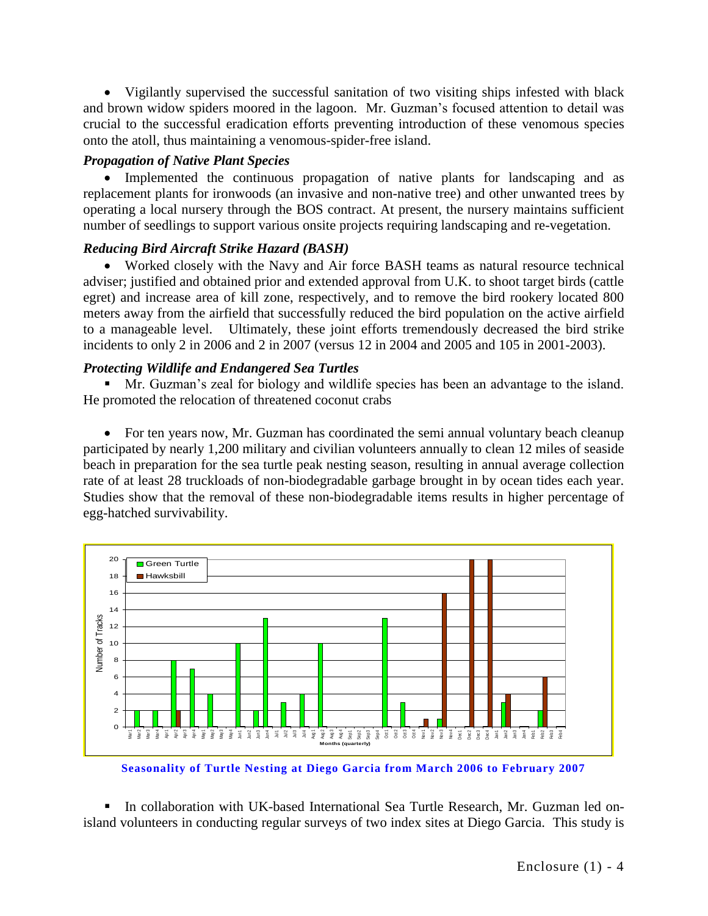- Vigilantly supervised the successful sanitation of two visiting ships infested with black and brown widow spiders moored in the lagoon. Mr. Guzman's focused attention to detail was crucial to the successful eradication efforts preventing introduction of these venomous species onto the atoll, thus maintaining a venomous-spider-free island.

### *Propagation of Native Plant Species*

- Implemented the continuous propagation of native plants for landscaping and as replacement plants for ironwoods (an invasive and non-native tree) and other unwanted trees by operating a local nursery through the BOS contract. At present, the nursery maintains sufficient number of seedlings to support various onsite projects requiring landscaping and re-vegetation.

### *Reducing Bird Aircraft Strike Hazard (BASH)*

- Worked closely with the Navy and Air force BASH teams as natural resource technical adviser; justified and obtained prior and extended approval from U.K. to shoot target birds (cattle egret) and increase area of kill zone, respectively, and to remove the bird rookery located 800 meters away from the airfield that successfully reduced the bird population on the active airfield to a manageable level. Ultimately, these joint efforts tremendously decreased the bird strike incidents to only 2 in 2006 and 2 in 2007 (versus 12 in 2004 and 2005 and 105 in 2001-2003).

### *Protecting Wildlife and Endangered Sea Turtles*

- Mr. Guzman's zeal for biology and wildlife species has been an advantage to the island. He promoted the relocation of threatened coconut crabs

- For ten years now, Mr. Guzman has coordinated the semi annual voluntary beach cleanup participated by nearly 1,200 military and civilian volunteers annually to clean 12 miles of seaside beach in preparation for the sea turtle peak nesting season, resulting in annual average collection rate of at least 28 truckloads of non-biodegradable garbage brought in by ocean tides each year. Studies show that the removal of these non-biodegradable items results in higher percentage of egg-hatched survivability.

**Seasonality of Turtle Nesting at Diego Garcia from March 2006 to February 2007**

- In collaboration with UK-based International Sea Turtle Research, Mr. Guzman led on-island volunteers in conducting regular surveys of two index sites at Diego Garcia. This study is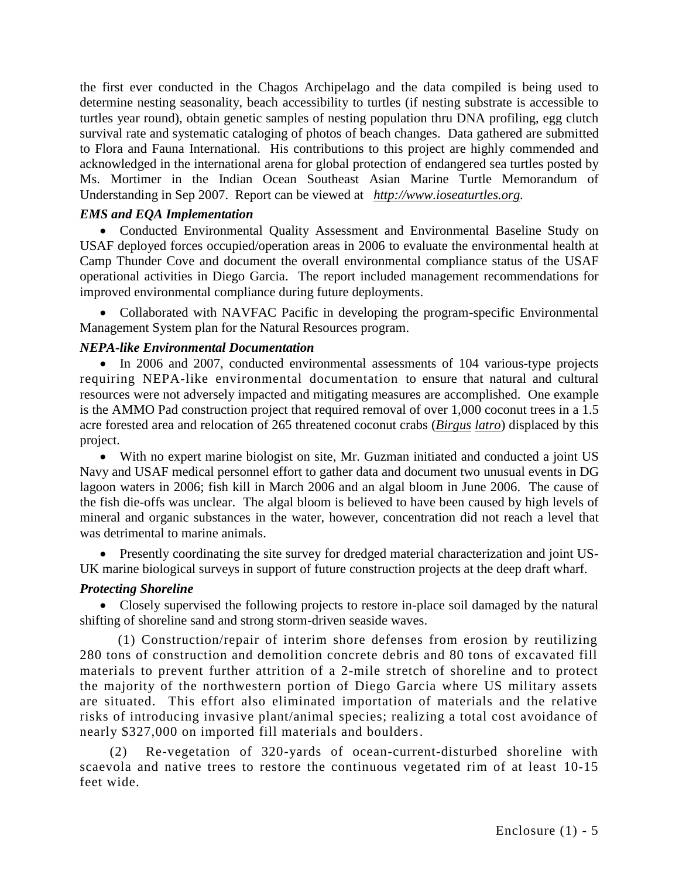the first ever conducted in the Chagos Archipelago and the data compiled is being used to determine nesting seasonality, beach accessibility to turtles (if nesting substrate is accessible to turtles year round), obtain genetic samples of nesting population thru DNA profiling, egg clutch survival rate and systematic cataloging of photos of beach changes. Data gathered are submitted to Flora and Fauna International. His contributions to this project are highly commended and acknowledged in the international arena for global protection of endangered sea turtles posted by Ms. Mortimer in the Indian Ocean Southeast Asian Marine Turtle Memorandum of Understanding in Sep 2007. Report can be viewed at *http://www.ioseaturtles.org.*

***EMS and EQA Implementation***

- Conducted Environmental Quality Assessment and Environmental Baseline Study on USAF deployed forces occupied/operation areas in 2006 to evaluate the environmental health at Camp Thunder Cove and document the overall environmental compliance status of the USAF operational activities in Diego Garcia. The report included management recommendations for improved environmental compliance during future deployments.

- Collaborated with NAVFAC Pacific in developing the program-specific Environmental Management System plan for the Natural Resources program.

***NEPA-like Environmental Documentation***

- In 2006 and 2007, conducted environmental assessments of 104 various-type projects requiring NEPA-like environmental documentation to ensure that natural and cultural resources were not adversely impacted and mitigating measures are accomplished. One example is the AMMO Pad construction project that required removal of over 1,000 coconut trees in a 1.5 acre forested area and relocation of 265 threatened coconut crabs (*Birgus latro*) displaced by this project.

- With no expert marine biologist on site, Mr. Guzman initiated and conducted a joint US Navy and USAF medical personnel effort to gather data and document two unusual events in DG lagoon waters in 2006; fish kill in March 2006 and an algal bloom in June 2006. The cause of the fish die-offs was unclear. The algal bloom is believed to have been caused by high levels of mineral and organic substances in the water, however, concentration did not reach a level that was detrimental to marine animals.

- Presently coordinating the site survey for dredged material characterization and joint US-UK marine biological surveys in support of future construction projects at the deep draft wharf.

***Protecting Shoreline***

- Closely supervised the following projects to restore in-place soil damaged by the natural shifting of shoreline sand and strong storm-driven seaside waves.

(1) Construction/repair of interim shore defenses from erosion by reutilizing 280 tons of construction and demolition concrete debris and 80 tons of excavated fill materials to prevent further attrition of a 2-mile stretch of shoreline and to protect the majority of the northwestern portion of Diego Garcia where US military assets are situated. This effort also eliminated importation of materials and the relative risks of introducing invasive plant/animal species; realizing a total cost avoidance of nearly $327,000 on imported fill materials and boulders.

(2) Re-vegetation of 320-yards of ocean-current-disturbed shoreline with scaevola and native trees to restore the continuous vegetated rim of at least 10-15 feet wide.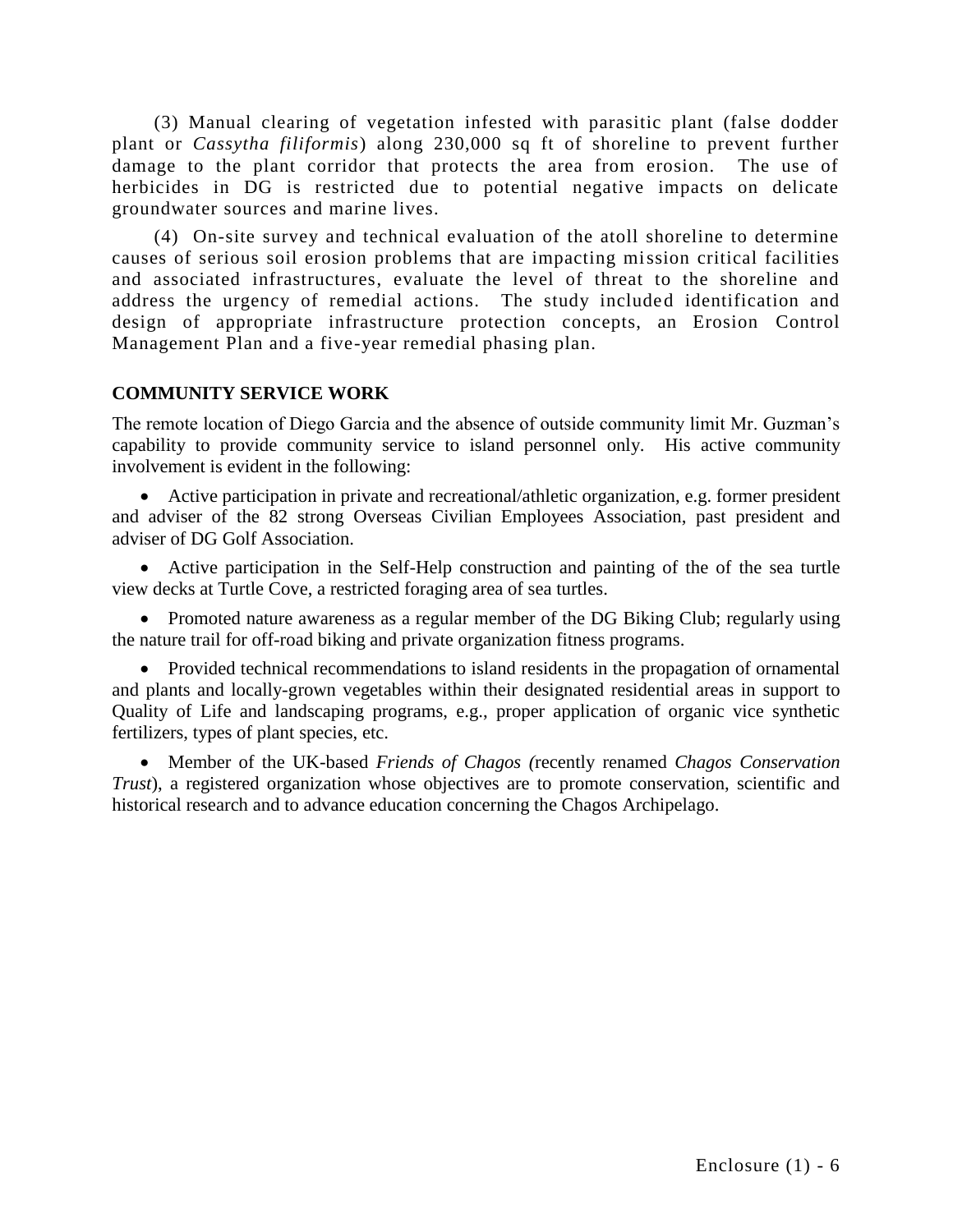(3) Manual clearing of vegetation infested with parasitic plant (false dodder plant or *Cassytha filiformis*) along 230,000 sq ft of shoreline to prevent further damage to the plant corridor that protects the area from erosion. The use of herbicides in DG is restricted due to potential negative impacts on delicate groundwater sources and marine lives.

(4) On-site survey and technical evaluation of the atoll shoreline to determine causes of serious soil erosion problems that are impacting mission critical facilities and associated infrastructures, evaluate the level of threat to the shoreline and address the urgency of remedial actions. The study included identification and design of appropriate infrastructure protection concepts, an Erosion Control Management Plan and a five-year remedial phasing plan.

**COMMUNITY SERVICE WORK**

The remote location of Diego Garcia and the absence of outside community limit Mr. Guzman's capability to provide community service to island personnel only. His active community involvement is evident in the following:

- Active participation in private and recreational/athletic organization, e.g. former president and adviser of the 82 strong Overseas Civilian Employees Association, past president and adviser of DG Golf Association.
- Active participation in the Self-Help construction and painting of the of the sea turtle view decks at Turtle Cove, a restricted foraging area of sea turtles.
- Promoted nature awareness as a regular member of the DG Biking Club; regularly using the nature trail for off-road biking and private organization fitness programs.
- Provided technical recommendations to island residents in the propagation of ornamental and plants and locally-grown vegetables within their designated residential areas in support to Quality of Life and landscaping programs, e.g., proper application of organic vice synthetic fertilizers, types of plant species, etc.
- Member of the UK-based *Friends of Chagos (*recently renamed *Chagos Conservation Trust*), a registered organization whose objectives are to promote conservation, scientific and historical research and to advance education concerning the Chagos Archipelago.

Enclosure (1) - 6